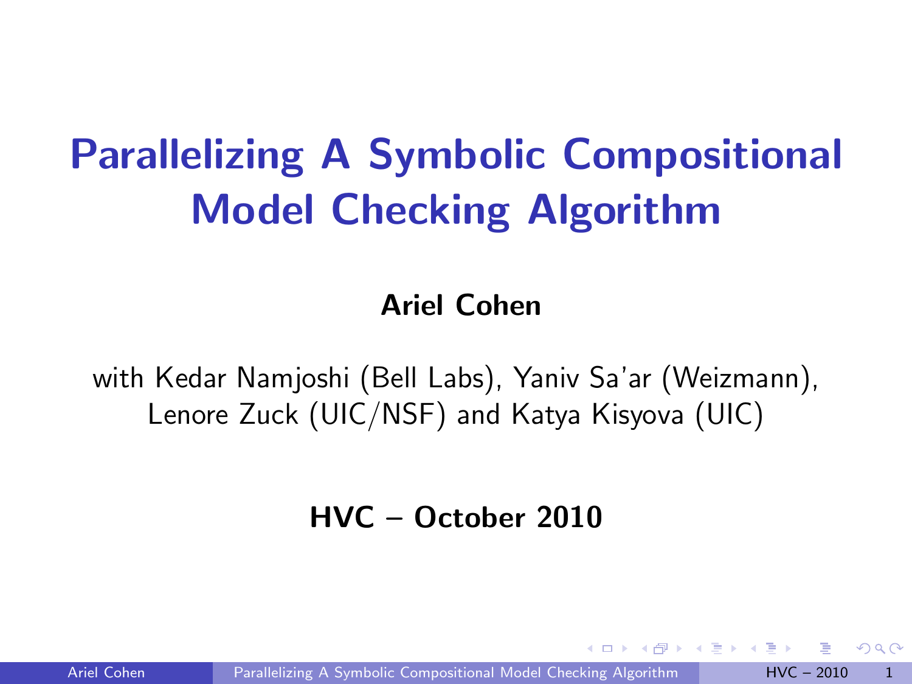# Parallelizing A Symbolic Compositional Model Checking Algorithm

**Ariel Cohen**

with Kedar Namjoshi (Bell Labs), Yaniv Sa'ar (Weizmann), Lenore Zuck (UIC/NSF) and Katya Kisyova (UIC)

**HVC – October 2010**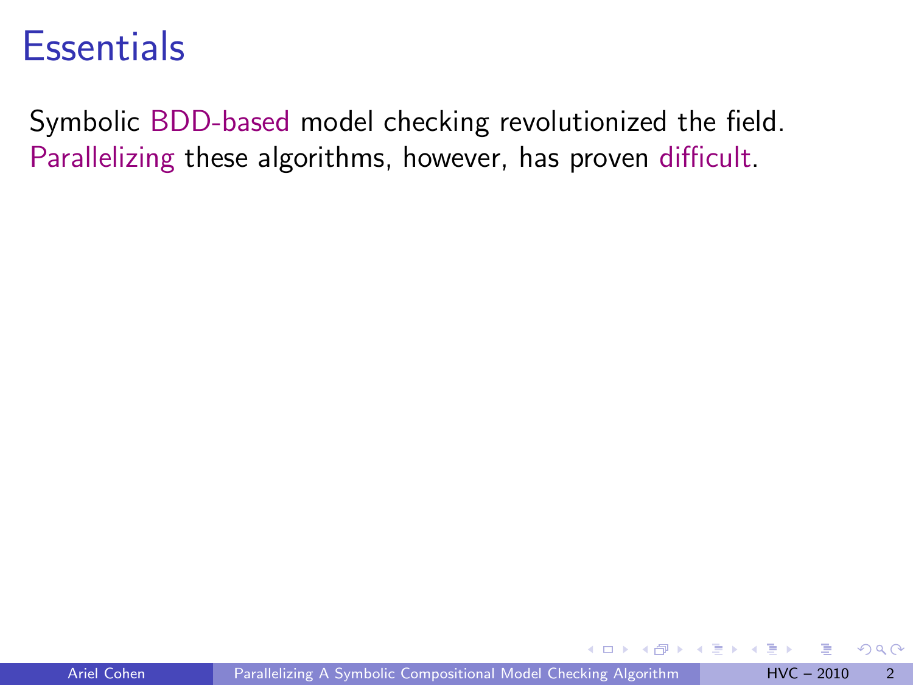# Essentials

Symbolic BDD-based model checking revolutionized the field.
Parallelizing these algorithms, however, has proven difficult.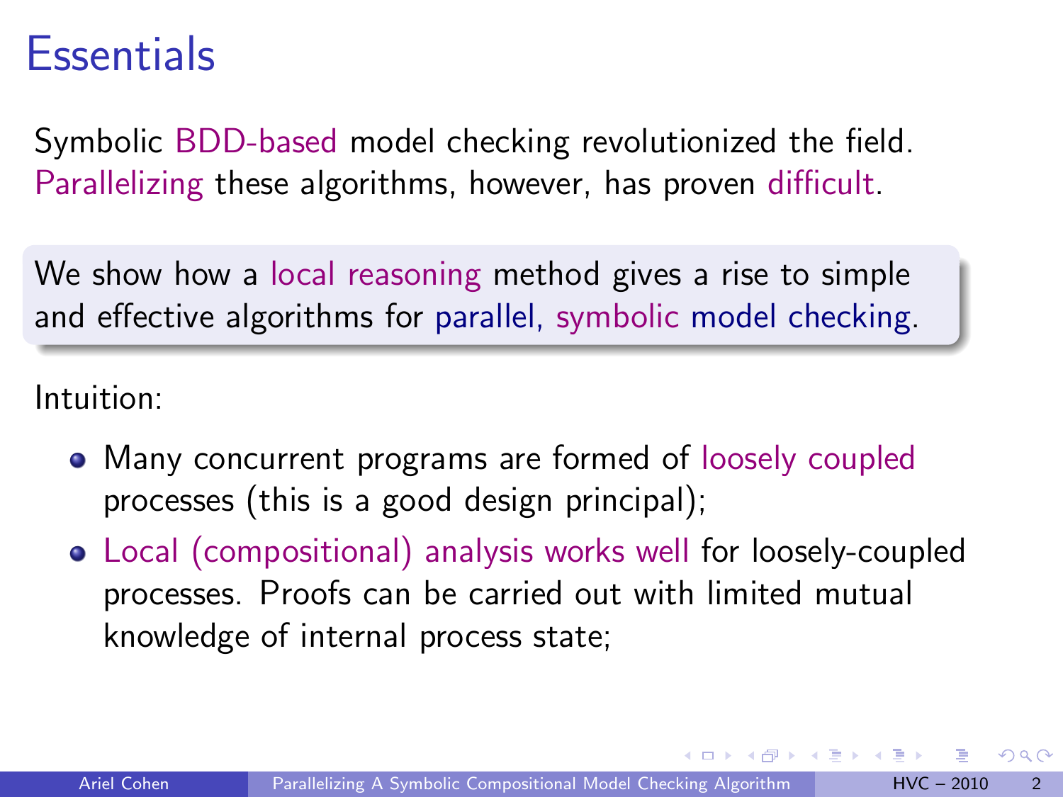# Essentials

Symbolic BDD-based model checking revolutionized the field. Parallelizing these algorithms, however, has proven difficult.

> We show how a local reasoning method gives a rise to simple and effective algorithms for parallel, symbolic model checking.

Intuition:

- Many concurrent programs are formed of loosely coupled processes (this is a good design principal);
- Local (compositional) analysis works well for loosely-coupled processes. Proofs can be carried out with limited mutual knowledge of internal process state;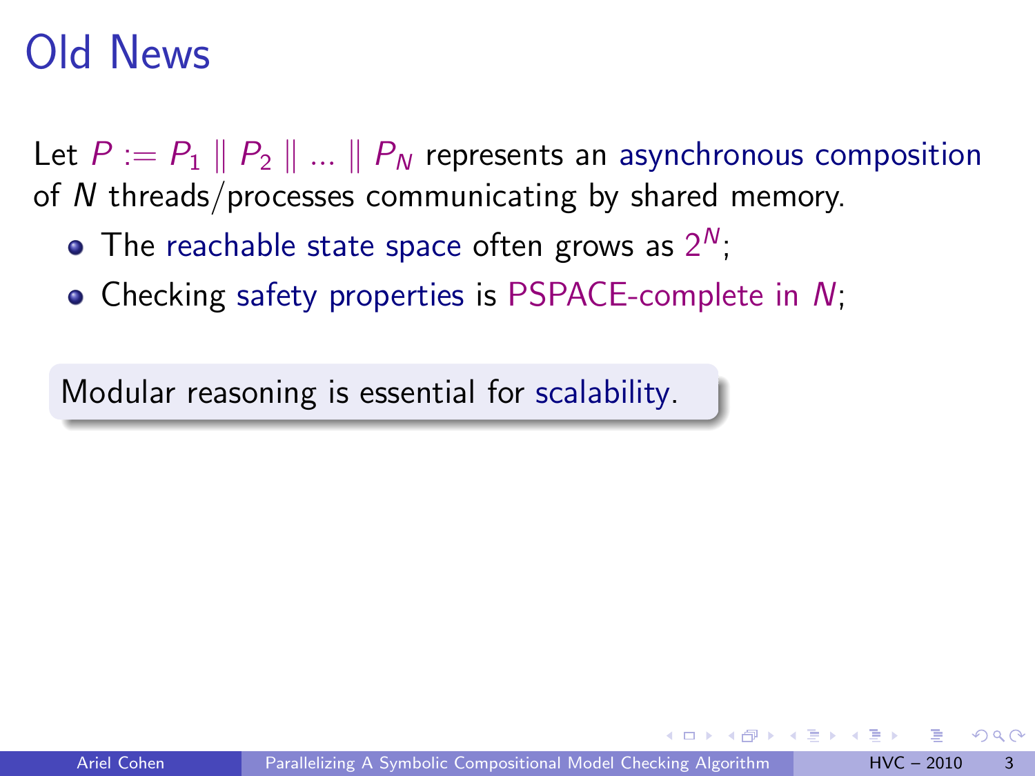# Old News

Let $P := P_1 \parallel P_2 \parallel \ldots \parallel P_N$ represents an asynchronous composition of $N$ threads/processes communicating by shared memory.

- The reachable state space often grows as $2^N$;
- Checking safety properties is PSPACE-complete in $N$;

> Modular reasoning is essential for scalability.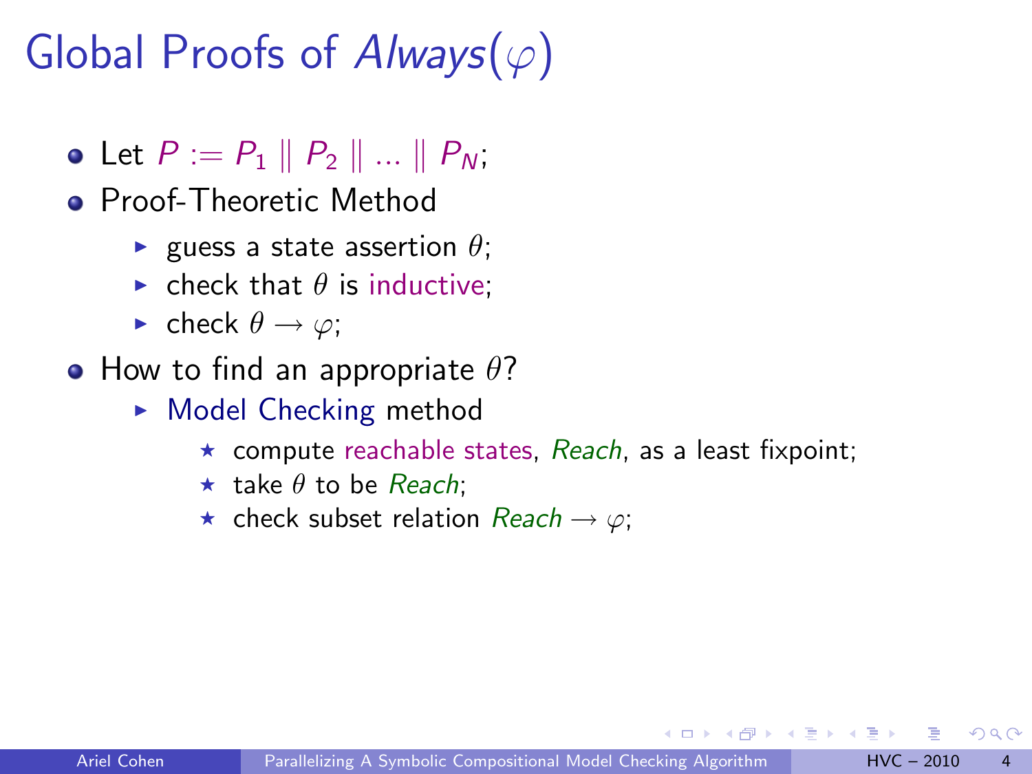# Global Proofs of *Always*($\varphi$)

- Let $P := P_1 \parallel P_2 \parallel \ldots \parallel P_N$;
- Proof-Theoretic Method
  - guess a state assertion $\theta$;
  - check that $\theta$ is inductive;
  - check $\theta \rightarrow \varphi$;
- How to find an appropriate $\theta$?
  - Model Checking method
    - compute reachable states, *Reach*, as a least fixpoint;
    - take $\theta$ to be *Reach*;
    - check subset relation $\mathit{Reach} \rightarrow \varphi$;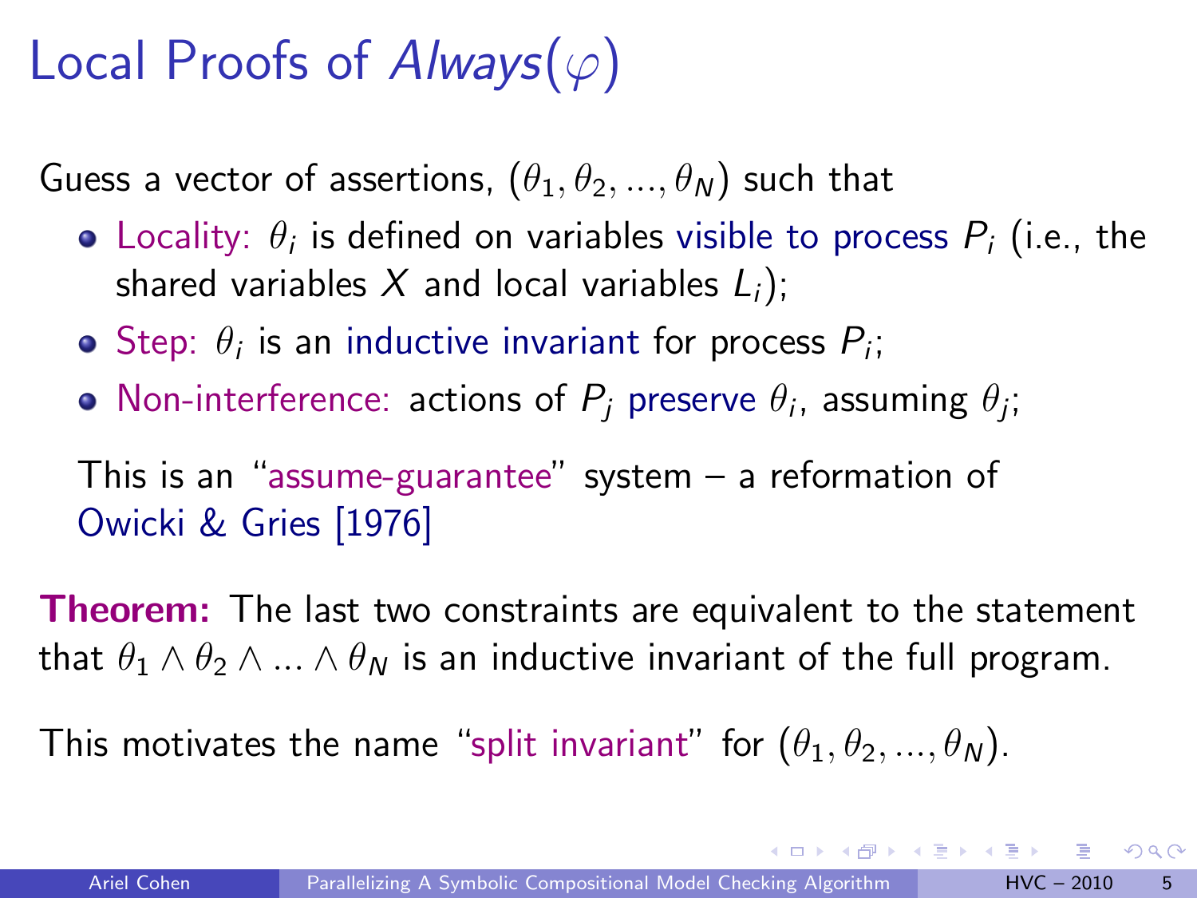# Local Proofs of *Always*($\varphi$)

Guess a vector of assertions, $(\theta_1, \theta_2, ..., \theta_N)$ such that

- Locality: $\theta_i$ is defined on variables visible to process $P_i$ (i.e., the shared variables $X$ and local variables $L_i$);
- Step: $\theta_i$ is an inductive invariant for process $P_i$;
- Non-interference: actions of $P_j$ preserve $\theta_i$, assuming $\theta_j$;

This is an "assume-guarantee" system – a reformation of Owicki & Gries [1976]

**Theorem:** The last two constraints are equivalent to the statement that $\theta_1 \wedge \theta_2 \wedge ... \wedge \theta_N$ is an inductive invariant of the full program.

This motivates the name "split invariant" for $(\theta_1, \theta_2, ..., \theta_N)$.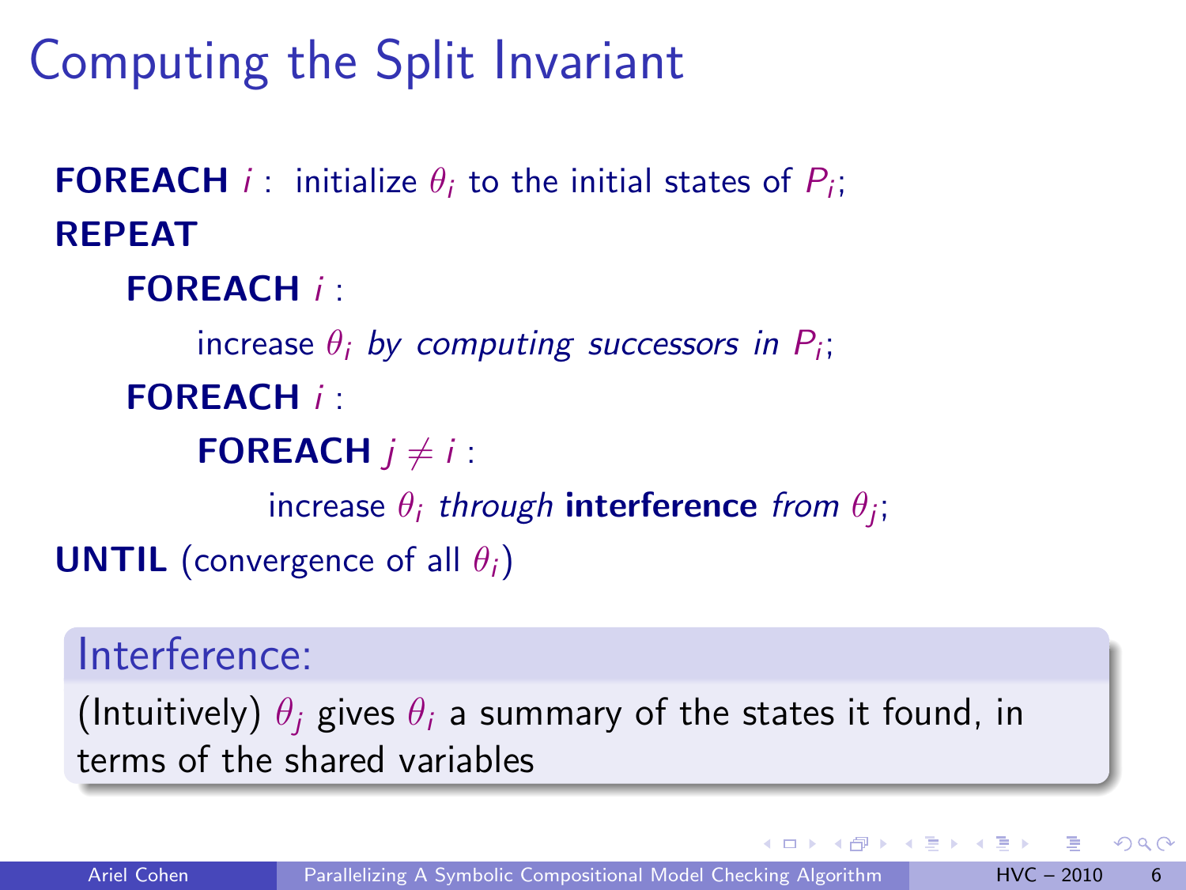# Computing the Split Invariant

**FOREACH** $i$ : initialize $\theta_i$ to the initial states of $P_i$;

**REPEAT**

  **FOREACH** $i$ :

    increase $\theta_i$ *by computing successors in* $P_i$;

  **FOREACH** $i$ :

    **FOREACH** $j \neq i$ :

      increase $\theta_i$ *through* **interference** *from* $\theta_j$;

**UNTIL** (convergence of all $\theta_i$)

### Interference:

(Intuitively) $\theta_j$ gives $\theta_i$ a summary of the states it found, in terms of the shared variables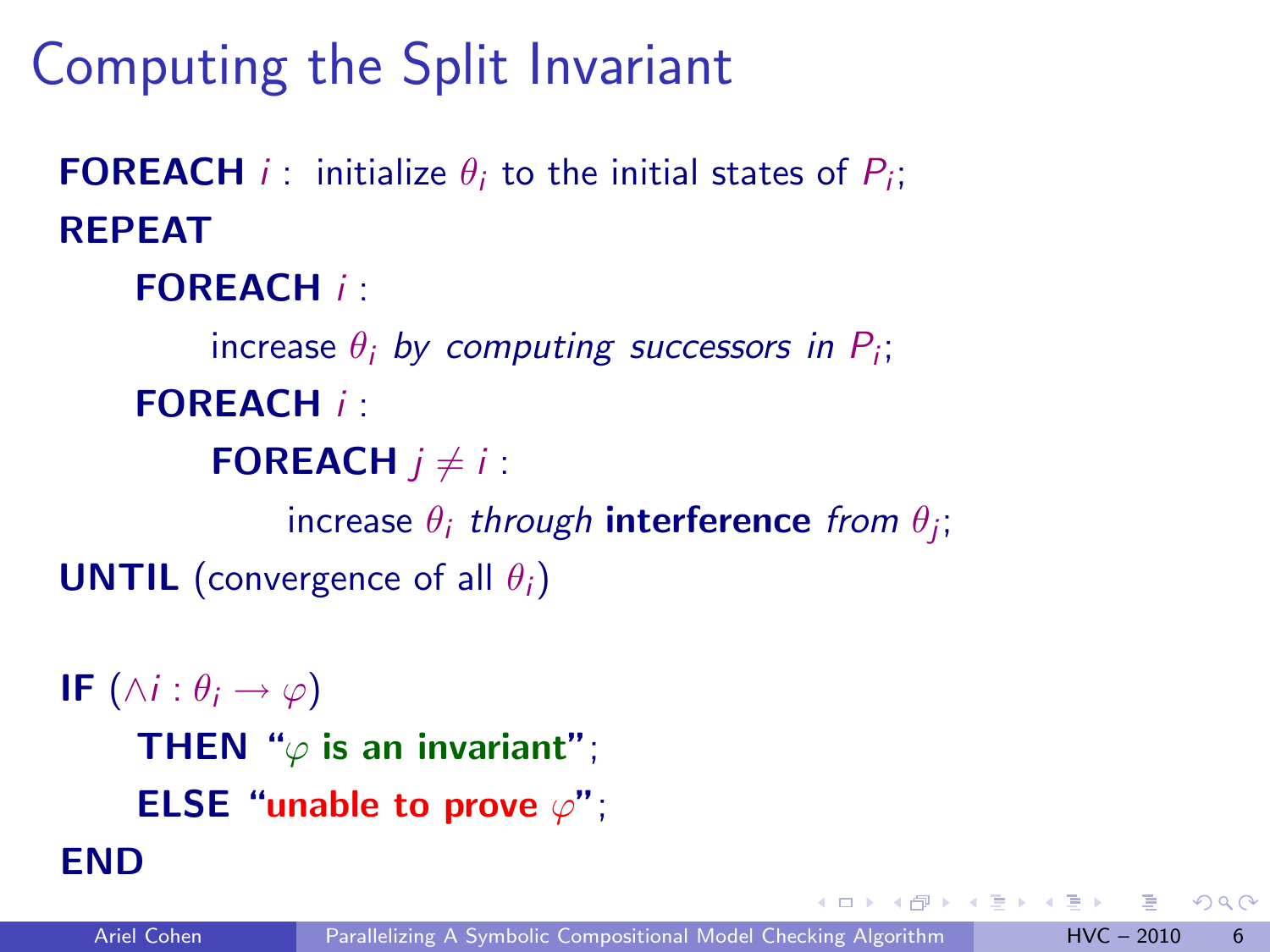# Computing the Split Invariant

**FOREACH** $i$ : initialize $\theta_i$ to the initial states of $P_i$;

**REPEAT**

  **FOREACH** $i$ :

    increase $\theta_i$ *by computing successors in* $P_i$;

  **FOREACH** $i$ :

    **FOREACH** $j \neq i$ :

      increase $\theta_i$ *through* **interference** *from* $\theta_j$;

**UNTIL** (convergence of all $\theta_i$)

**IF** $(\wedge i : \theta_i \rightarrow \varphi)$

  **THEN** "**$\varphi$ is an invariant**";

  **ELSE** "**unable to prove $\varphi$**";

**END**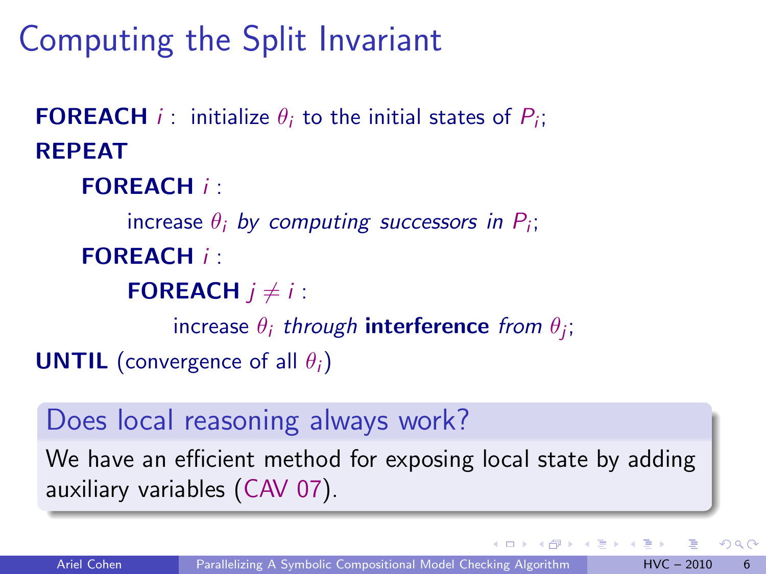# Computing the Split Invariant

```
FOREACH i : initialize θ_i to the initial states of P_i;
REPEAT
    FOREACH i :
        increase θ_i by computing successors in P_i;
    FOREACH i :
        FOREACH j ≠ i :
            increase θ_i through interference from θ_j;
UNTIL (convergence of all θ_i)
```

**FOREACH** $i$ : initialize $\theta_i$ to the initial states of $P_i$;
**REPEAT**
- **FOREACH** $i$ :
  - increase $\theta_i$ *by computing successors in* $P_i$;
- **FOREACH** $i$ :
  - **FOREACH** $j \neq i$ :
    - increase $\theta_i$ *through* **interference** *from* $\theta_j$;

**UNTIL** (convergence of all $\theta_i$)

## Does local reasoning always work?

We have an efficient method for exposing local state by adding auxiliary variables (CAV 07).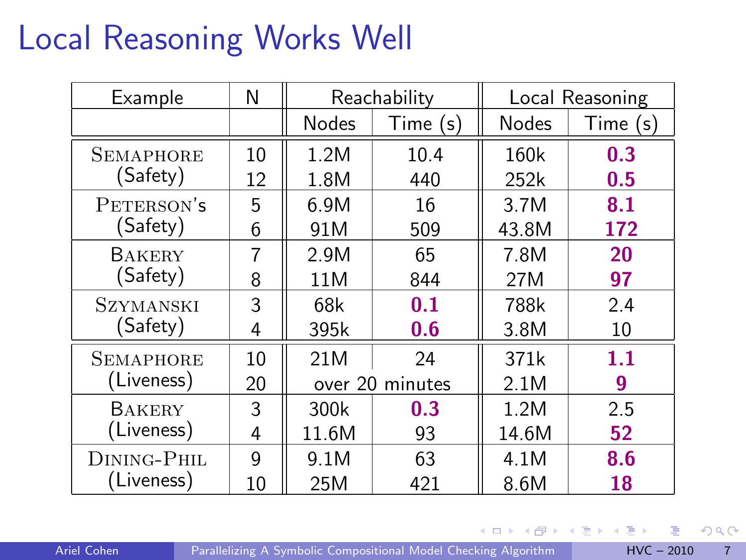# Local Reasoning Works Well

| Example | N | Reachability | | Local Reasoning | |
|---|---|---|---|---|---|
| | | Nodes | Time (s) | Nodes | Time (s) |
| SEMAPHORE (Safety) | 10 | 1.2M | 10.4 | 160k | **0.3** |
| | 12 | 1.8M | 440 | 252k | **0.5** |
| PETERSON's (Safety) | 5 | 6.9M | 16 | 3.7M | **8.1** |
| | 6 | 91M | 509 | 43.8M | **172** |
| BAKERY (Safety) | 7 | 2.9M | 65 | 7.8M | **20** |
| | 8 | 11M | 844 | 27M | **97** |
| SZYMANSKI (Safety) | 3 | 68k | **0.1** | 788k | 2.4 |
| | 4 | 395k | **0.6** | 3.8M | 10 |
| SEMAPHORE (Liveness) | 10 | 21M | 24 | 371k | **1.1** |
| | 20 | over 20 minutes | | 2.1M | **9** |
| BAKERY (Liveness) | 3 | 300k | **0.3** | 1.2M | 2.5 |
| | 4 | 11.6M | 93 | 14.6M | **52** |
| DINING-PHIL (Liveness) | 9 | 9.1M | 63 | 4.1M | **8.6** |
| | 10 | 25M | 421 | 8.6M | **18** |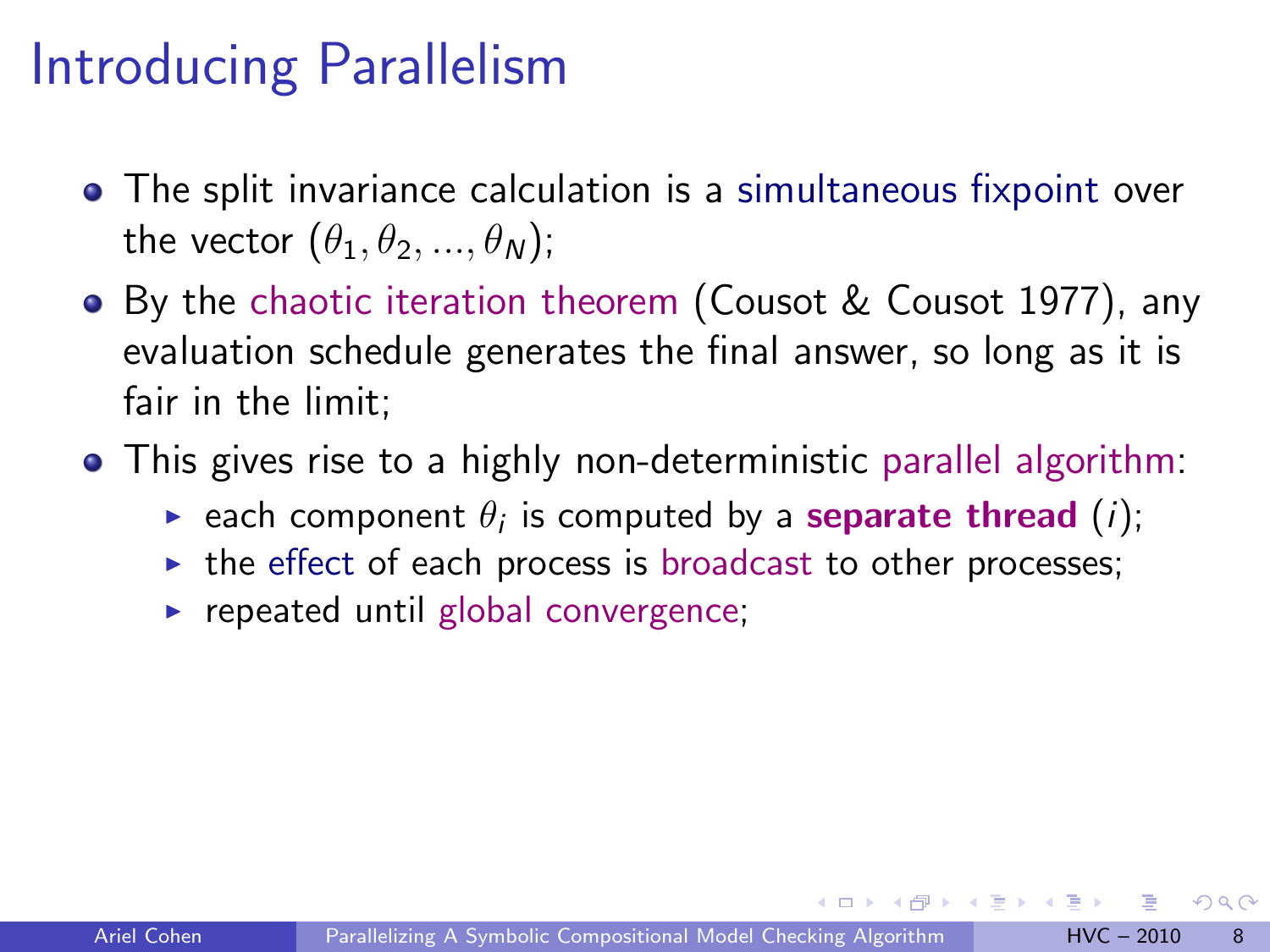# Introducing Parallelism

- The split invariance calculation is a simultaneous fixpoint over the vector $(\theta_1, \theta_2, ..., \theta_N)$;
- By the chaotic iteration theorem (Cousot & Cousot 1977), any evaluation schedule generates the final answer, so long as it is fair in the limit;
- This gives rise to a highly non-deterministic parallel algorithm:
  - each component $\theta_i$ is computed by a **separate thread** $(i)$;
  - the effect of each process is broadcast to other processes;
  - repeated until global convergence;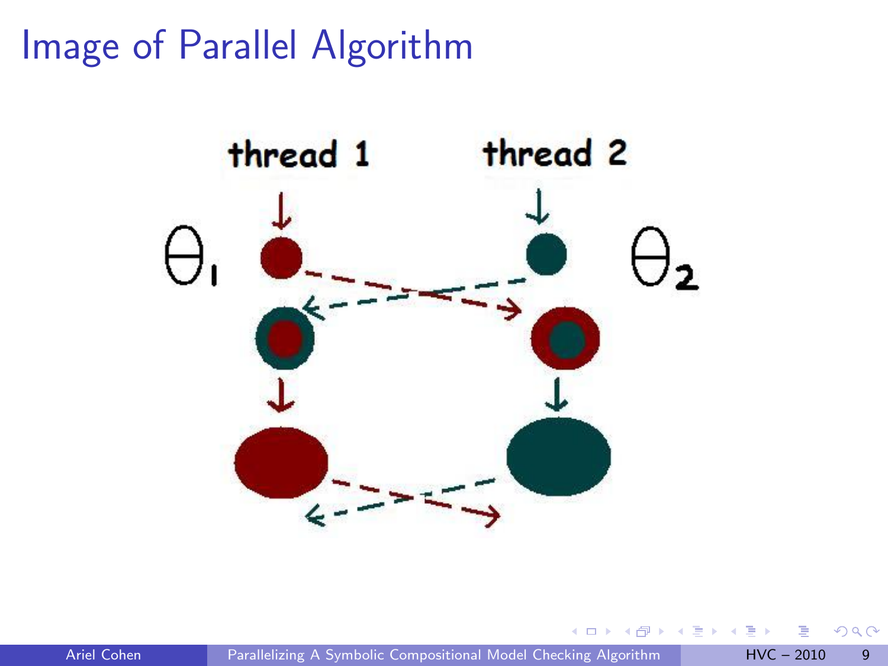# Image of Parallel Algorithm

thread 1 thread 2

$\Theta_1$ $\Theta_2$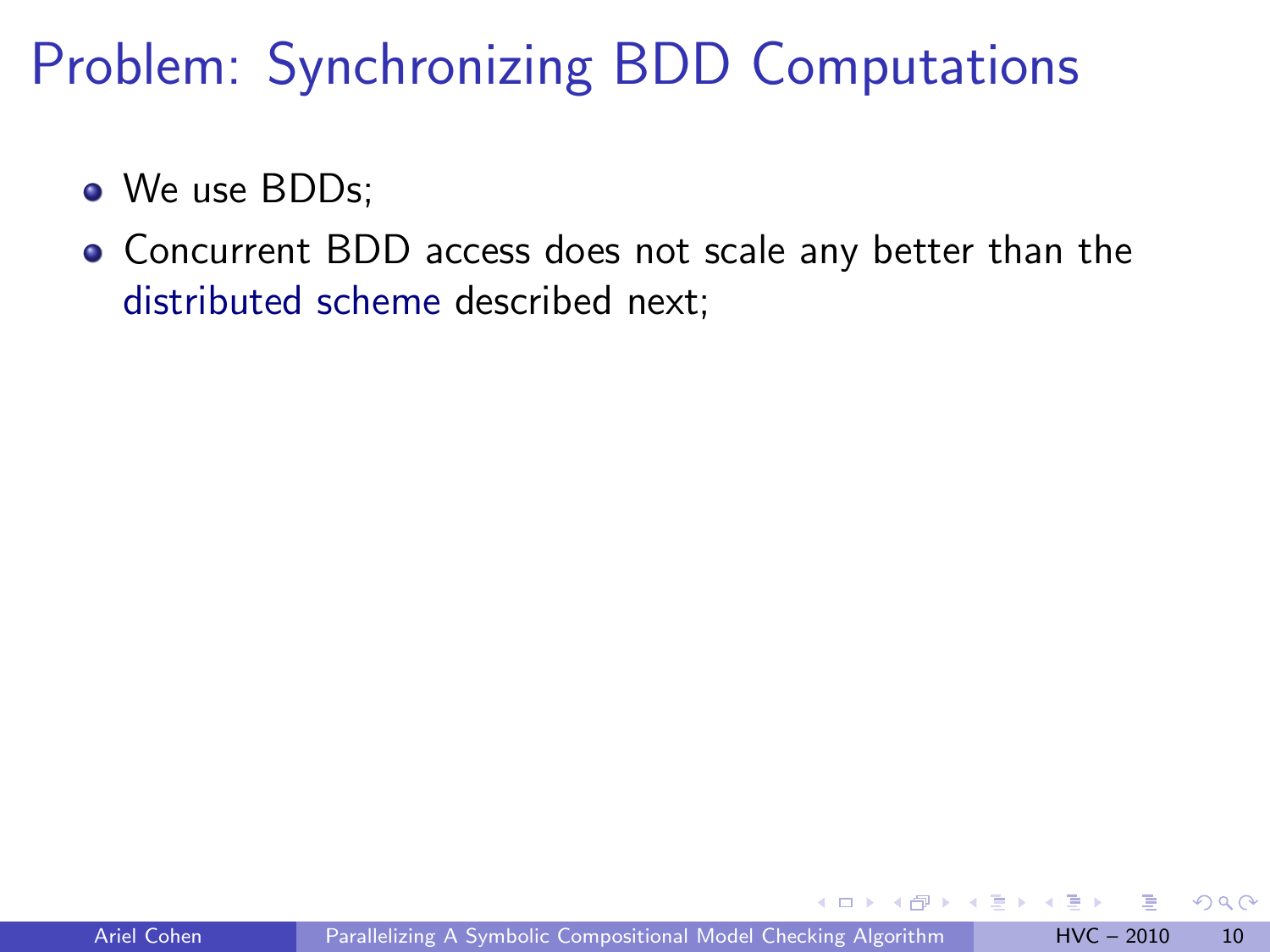# Problem: Synchronizing BDD Computations

- We use BDDs;
- Concurrent BDD access does not scale any better than the distributed scheme described next;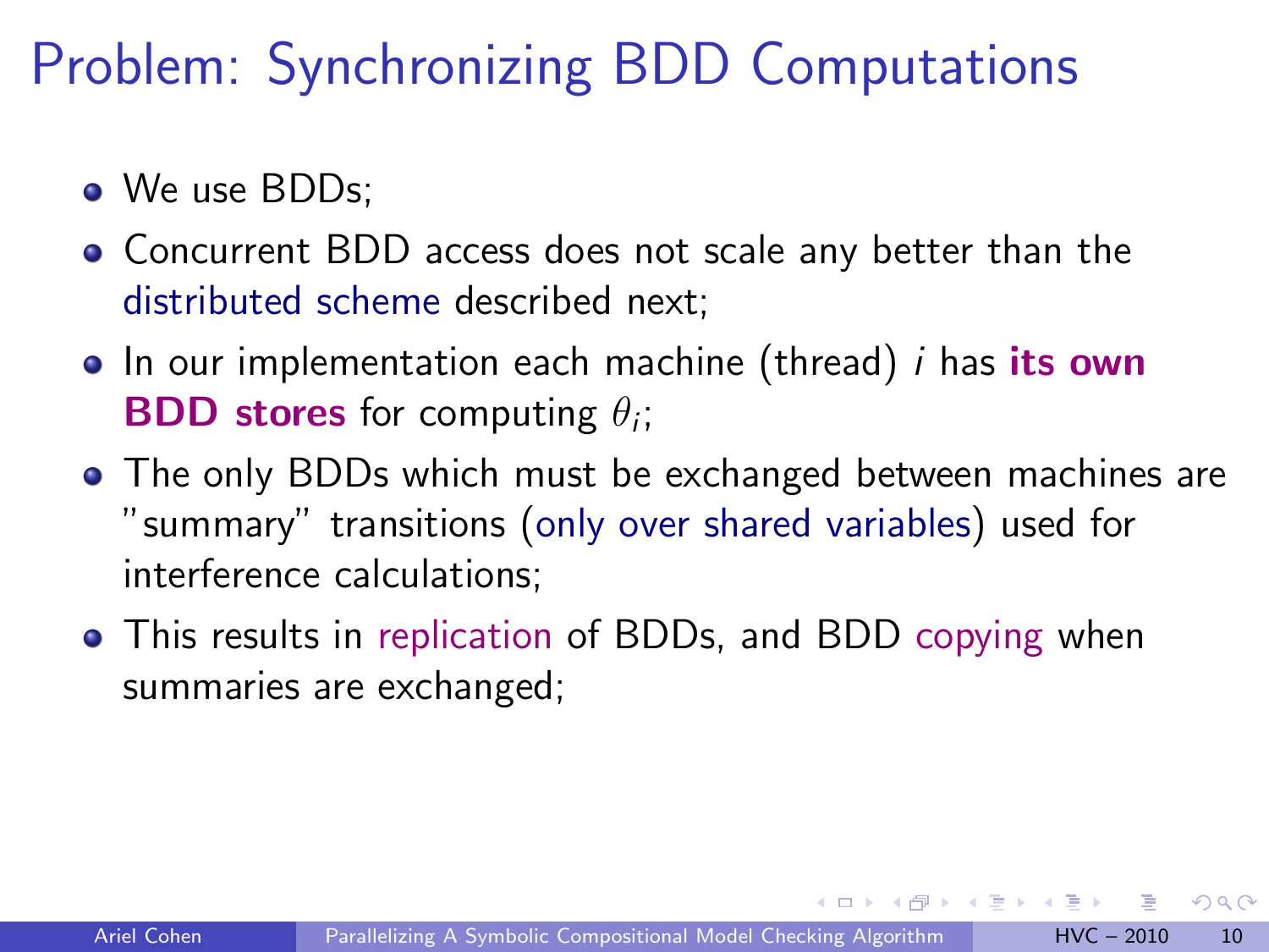# Problem: Synchronizing BDD Computations

- We use BDDs;
- Concurrent BDD access does not scale any better than the distributed scheme described next;
- In our implementation each machine (thread) $i$ has **its own BDD stores** for computing $\theta_i$;
- The only BDDs which must be exchanged between machines are "summary" transitions (only over shared variables) used for interference calculations;
- This results in replication of BDDs, and BDD copying when summaries are exchanged;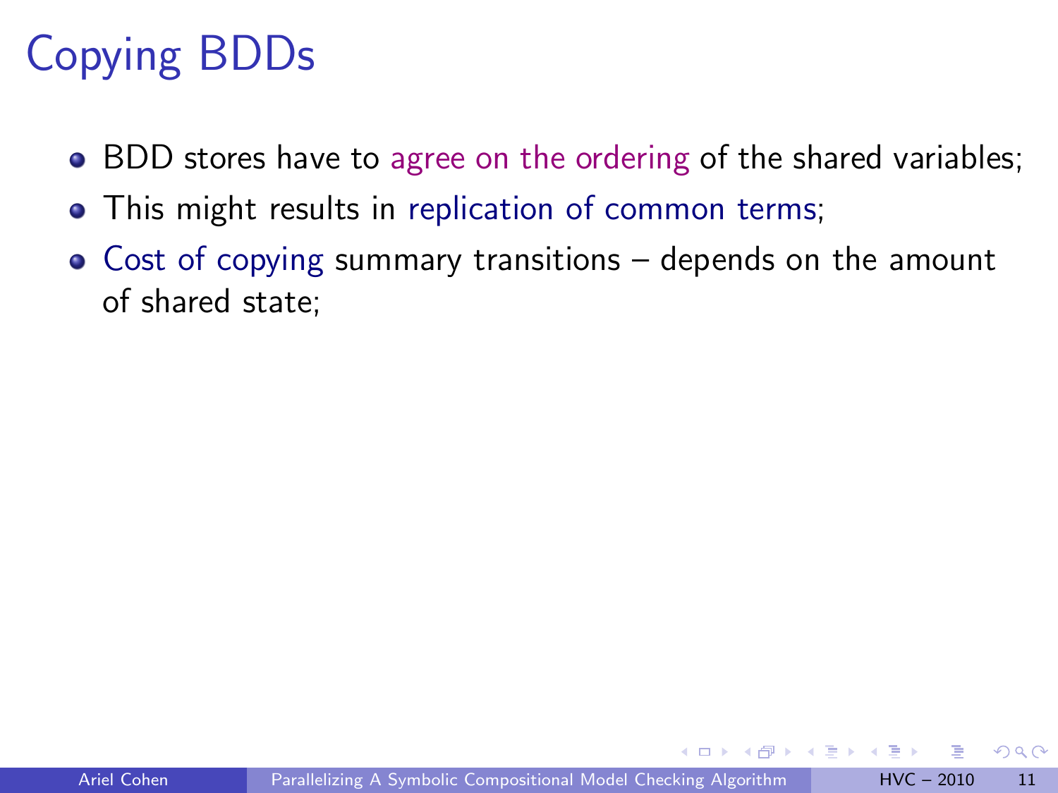# Copying BDDs

- BDD stores have to agree on the ordering of the shared variables;
- This might results in replication of common terms;
- Cost of copying summary transitions – depends on the amount of shared state;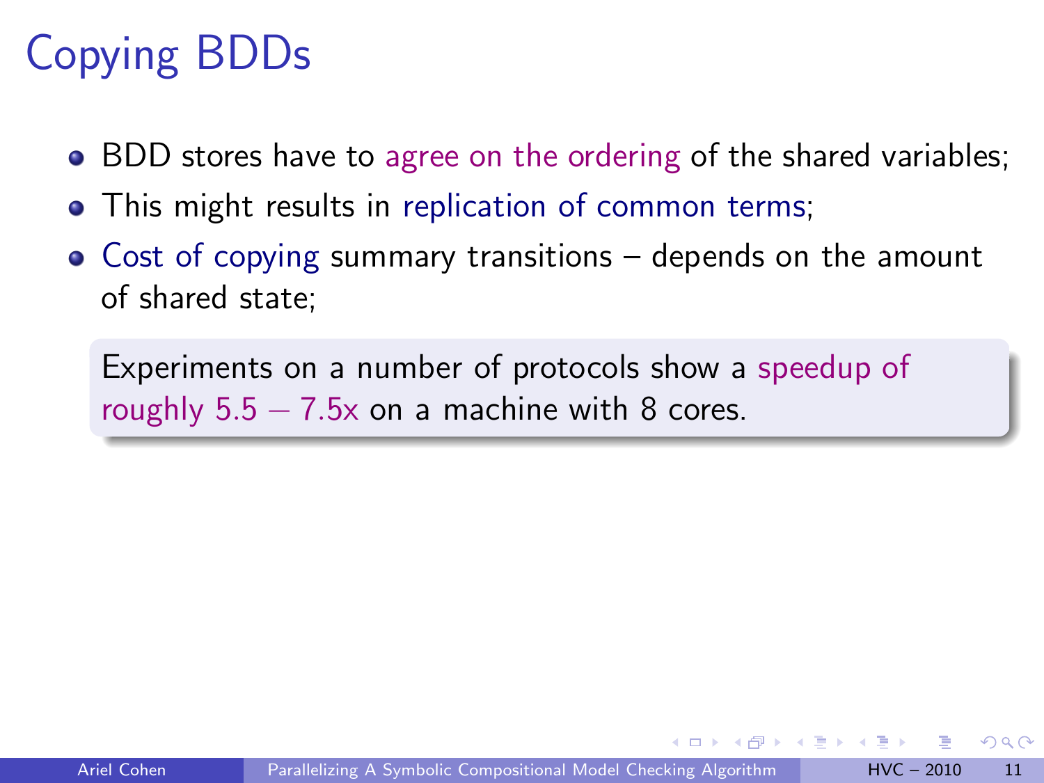# Copying BDDs

- BDD stores have to agree on the ordering of the shared variables;
- This might results in replication of common terms;
- Cost of copying summary transitions – depends on the amount of shared state;

> Experiments on a number of protocols show a speedup of roughly 5.5 − 7.5x on a machine with 8 cores.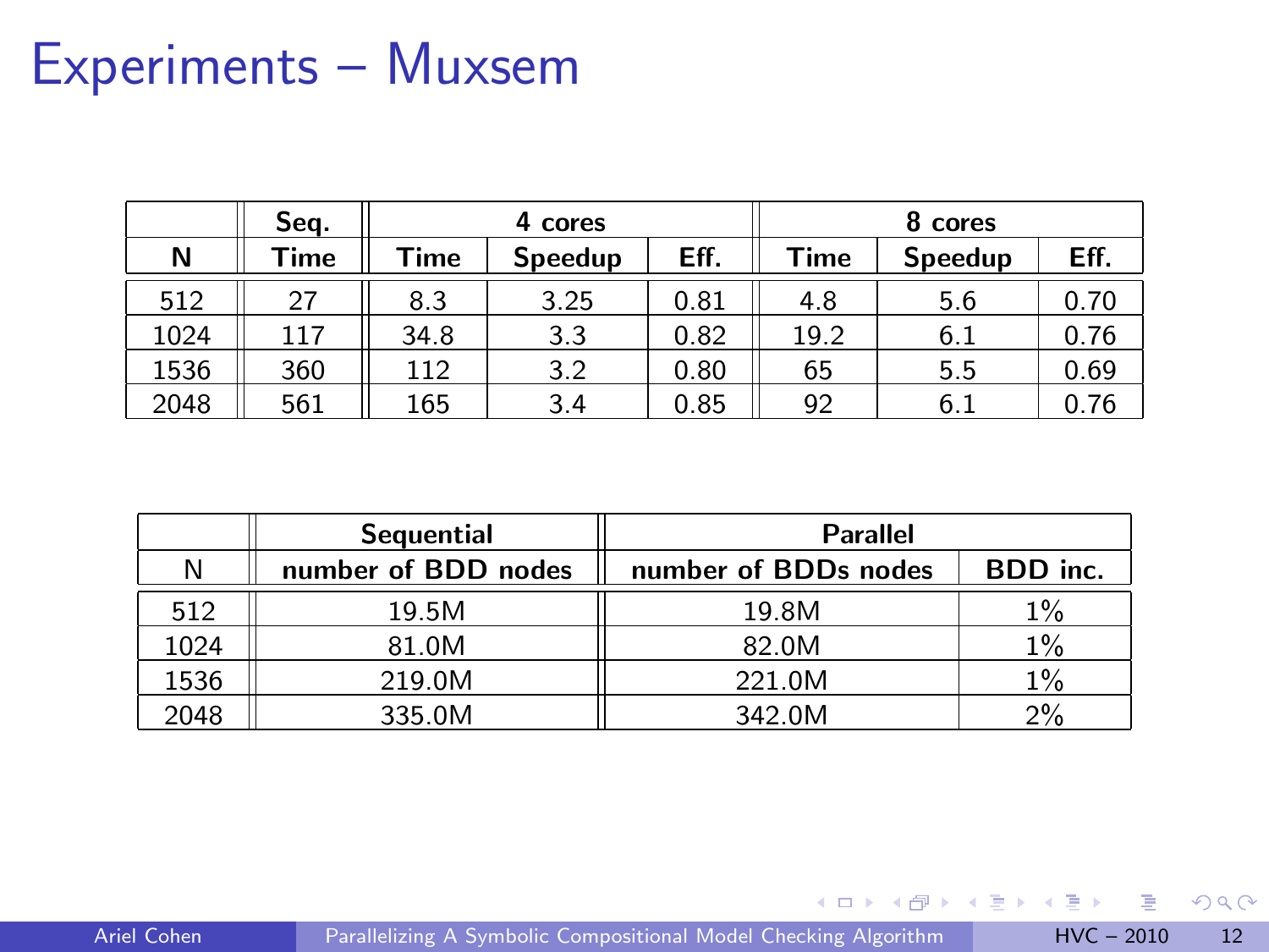# Experiments – Muxsem

| | Seq. | 4 cores | | | 8 cores | | |
|---|---|---|---|---|---|---|---|
| **N** | **Time** | **Time** | **Speedup** | **Eff.** | **Time** | **Speedup** | **Eff.** |
| 512 | 27 | 8.3 | 3.25 | 0.81 | 4.8 | 5.6 | 0.70 |
| 1024 | 117 | 34.8 | 3.3 | 0.82 | 19.2 | 6.1 | 0.76 |
| 1536 | 360 | 112 | 3.2 | 0.80 | 65 | 5.5 | 0.69 |
| 2048 | 561 | 165 | 3.4 | 0.85 | 92 | 6.1 | 0.76 |

| | Sequential | Parallel | |
|---|---|---|---|
| N | **number of BDD nodes** | **number of BDDs nodes** | **BDD inc.** |
| 512 | 19.5M | 19.8M | 1% |
| 1024 | 81.0M | 82.0M | 1% |
| 1536 | 219.0M | 221.0M | 1% |
| 2048 | 335.0M | 342.0M | 2% |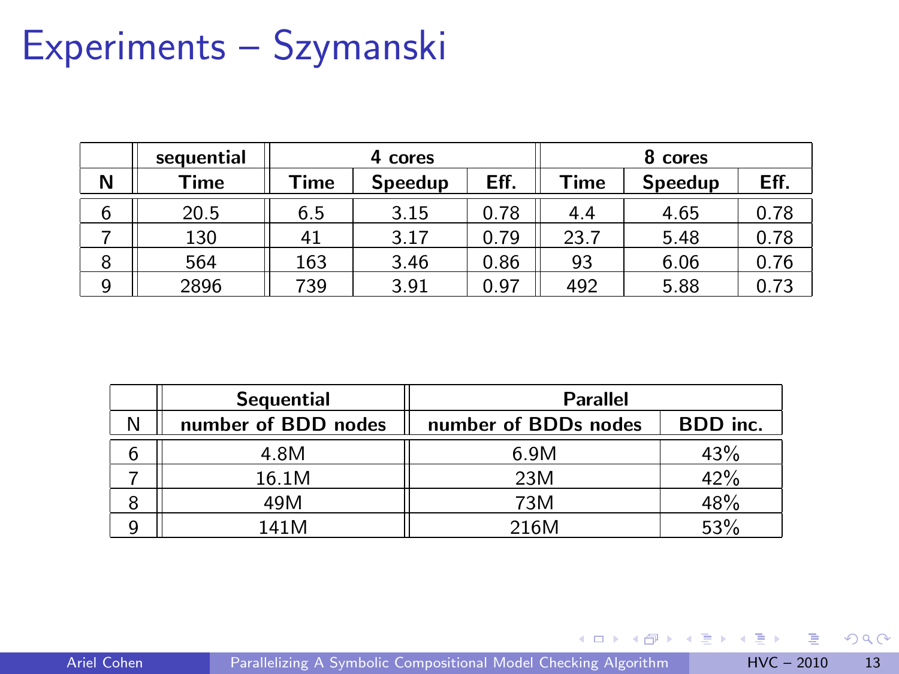# Experiments – Szymanski

| | sequential | 4 cores | | | 8 cores | | |
|---|---|---|---|---|---|---|---|
| N | Time | Time | Speedup | Eff. | Time | Speedup | Eff. |
| 6 | 20.5 | 6.5 | 3.15 | 0.78 | 4.4 | 4.65 | 0.78 |
| 7 | 130 | 41 | 3.17 | 0.79 | 23.7 | 5.48 | 0.78 |
| 8 | 564 | 163 | 3.46 | 0.86 | 93 | 6.06 | 0.76 |
| 9 | 2896 | 739 | 3.91 | 0.97 | 492 | 5.88 | 0.73 |

| | Sequential | Parallel | |
|---|---|---|---|
| N | number of BDD nodes | number of BDDs nodes | BDD inc. |
| 6 | 4.8M | 6.9M | 43% |
| 7 | 16.1M | 23M | 42% |
| 8 | 49M | 73M | 48% |
| 9 | 141M | 216M | 53% |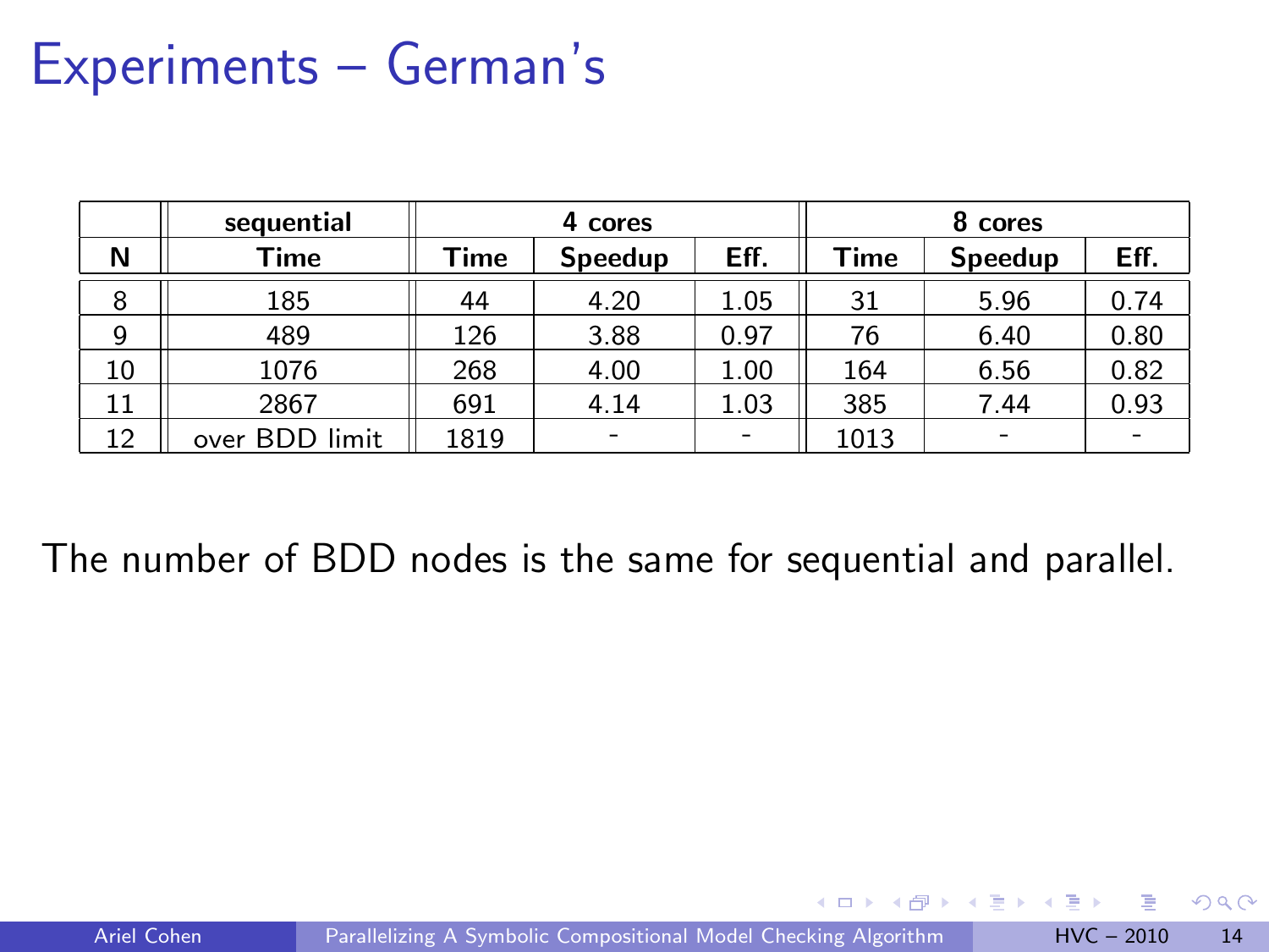# Experiments – German's

| | sequential | 4 cores | | | 8 cores | | |
|---|---|---|---|---|---|---|---|
| **N** | **Time** | **Time** | **Speedup** | **Eff.** | **Time** | **Speedup** | **Eff.** |
| 8 | 185 | 44 | 4.20 | 1.05 | 31 | 5.96 | 0.74 |
| 9 | 489 | 126 | 3.88 | 0.97 | 76 | 6.40 | 0.80 |
| 10 | 1076 | 268 | 4.00 | 1.00 | 164 | 6.56 | 0.82 |
| 11 | 2867 | 691 | 4.14 | 1.03 | 385 | 7.44 | 0.93 |
| 12 | over BDD limit | 1819 | - | - | 1013 | - | - |

The number of BDD nodes is the same for sequential and parallel.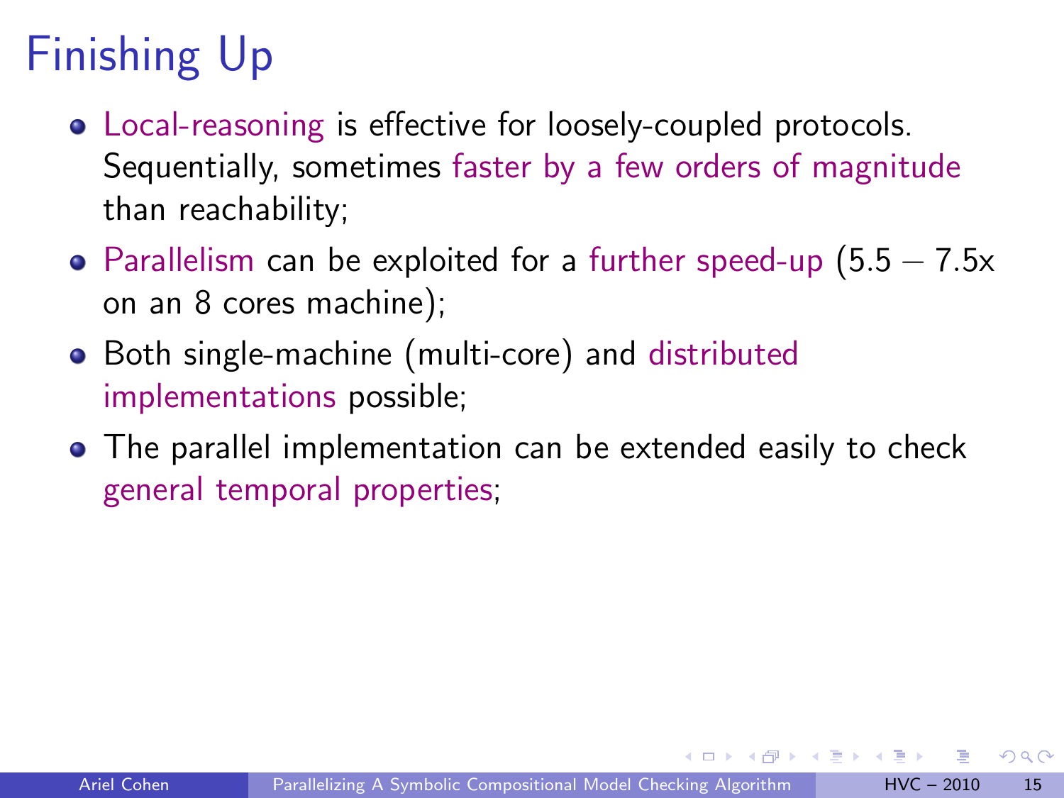# Finishing Up

- Local-reasoning is effective for loosely-coupled protocols. Sequentially, sometimes faster by a few orders of magnitude than reachability;
- Parallelism can be exploited for a further speed-up (5.5 – 7.5x on an 8 cores machine);
- Both single-machine (multi-core) and distributed implementations possible;
- The parallel implementation can be extended easily to check general temporal properties;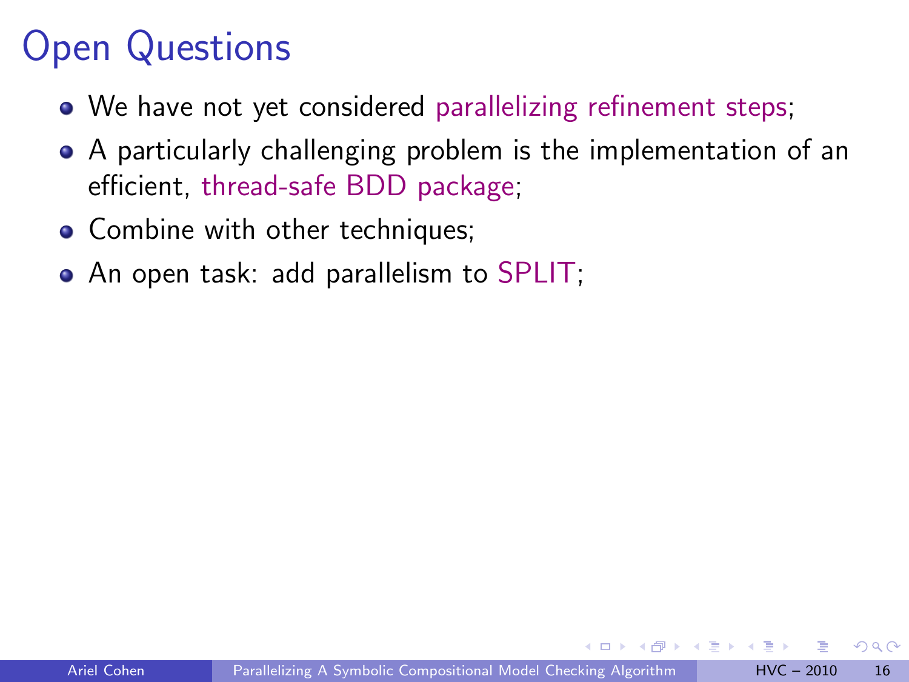# Open Questions

- We have not yet considered parallelizing refinement steps;
- A particularly challenging problem is the implementation of an efficient, thread-safe BDD package;
- Combine with other techniques;
- An open task: add parallelism to SPLIT;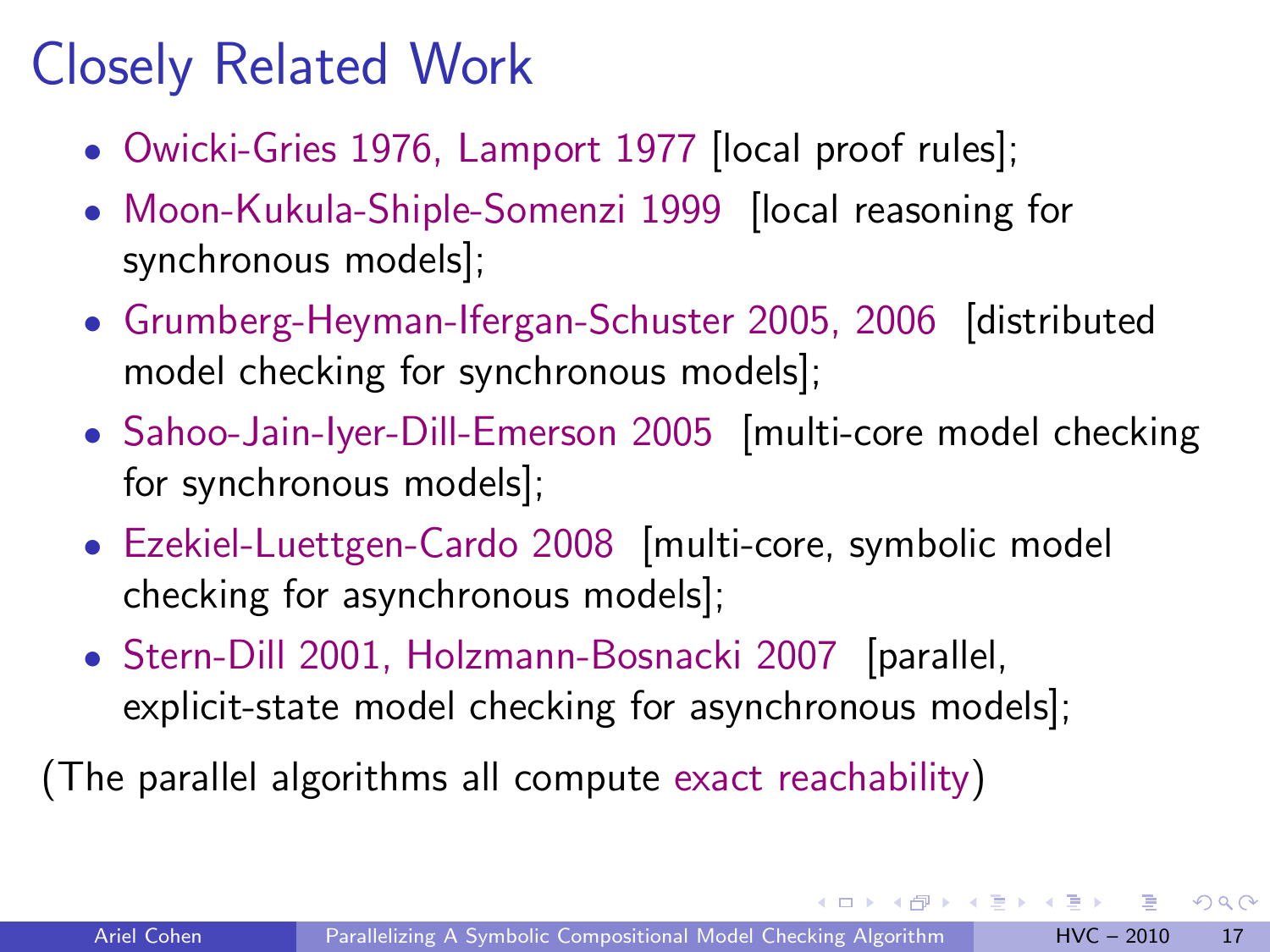# Closely Related Work

- Owicki-Gries 1976, Lamport 1977 [local proof rules];
- Moon-Kukula-Shiple-Somenzi 1999 [local reasoning for synchronous models];
- Grumberg-Heyman-Ifergan-Schuster 2005, 2006 [distributed model checking for synchronous models];
- Sahoo-Jain-Iyer-Dill-Emerson 2005 [multi-core model checking for synchronous models];
- Ezekiel-Luettgen-Cardo 2008 [multi-core, symbolic model checking for asynchronous models];
- Stern-Dill 2001, Holzmann-Bosnacki 2007 [parallel, explicit-state model checking for asynchronous models];

(The parallel algorithms all compute exact reachability)